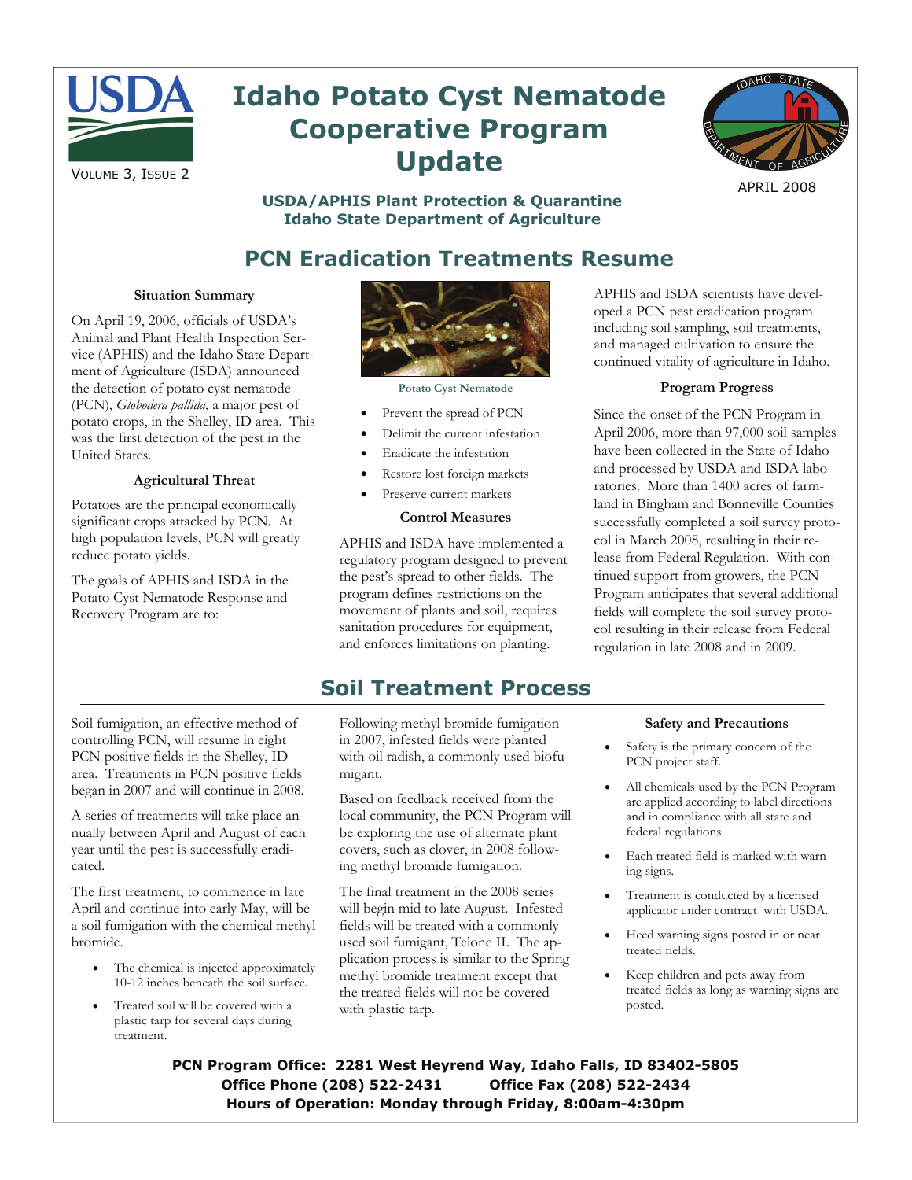# Idaho Potato Cyst Nematode Cooperative Program Update

VOLUME 3, ISSUE 2

APRIL 2008

**USDA/APHIS Plant Protection & Quarantine**
**Idaho State Department of Agriculture**

## PCN Eradication Treatments Resume

### Situation Summary

On April 19, 2006, officials of USDA's Animal and Plant Health Inspection Service (APHIS) and the Idaho State Department of Agriculture (ISDA) announced the detection of potato cyst nematode (PCN), *Globodera pallida*, a major pest of potato crops, in the Shelley, ID area. This was the first detection of the pest in the United States.

### Agricultural Threat

Potatoes are the principal economically significant crops attacked by PCN. At high population levels, PCN will greatly reduce potato yields.

The goals of APHIS and ISDA in the Potato Cyst Nematode Response and Recovery Program are to:

Potato Cyst Nematode

- Prevent the spread of PCN
- Delimit the current infestation
- Eradicate the infestation
- Restore lost foreign markets
- Preserve current markets

### Control Measures

APHIS and ISDA have implemented a regulatory program designed to prevent the pest's spread to other fields. The program defines restrictions on the movement of plants and soil, requires sanitation procedures for equipment, and enforces limitations on planting.

APHIS and ISDA scientists have developed a PCN pest eradication program including soil sampling, soil treatments, and managed cultivation to ensure the continued vitality of agriculture in Idaho.

### Program Progress

Since the onset of the PCN Program in April 2006, more than 97,000 soil samples have been collected in the State of Idaho and processed by USDA and ISDA laboratories. More than 1400 acres of farmland in Bingham and Bonneville Counties successfully completed a soil survey protocol in March 2008, resulting in their release from Federal Regulation. With continued support from growers, the PCN Program anticipates that several additional fields will complete the soil survey protocol resulting in their release from Federal regulation in late 2008 and in 2009.

## Soil Treatment Process

Soil fumigation, an effective method of controlling PCN, will resume in eight PCN positive fields in the Shelley, ID area. Treatments in PCN positive fields began in 2007 and will continue in 2008.

A series of treatments will take place annually between April and August of each year until the pest is successfully eradicated.

The first treatment, to commence in late April and continue into early May, will be a soil fumigation with the chemical methyl bromide.

- The chemical is injected approximately 10-12 inches beneath the soil surface.
- Treated soil will be covered with a plastic tarp for several days during treatment.

Following methyl bromide fumigation in 2007, infested fields were planted with oil radish, a commonly used biofumigant.

Based on feedback received from the local community, the PCN Program will be exploring the use of alternate plant covers, such as clover, in 2008 following methyl bromide fumigation.

The final treatment in the 2008 series will begin mid to late August. Infested fields will be treated with a commonly used soil fumigant, Telone II. The application process is similar to the Spring methyl bromide treatment except that the treated fields will not be covered with plastic tarp.

### Safety and Precautions

- Safety is the primary concern of the PCN project staff.
- All chemicals used by the PCN Program are applied according to label directions and in compliance with all state and federal regulations.
- Each treated field is marked with warning signs.
- Treatment is conducted by a licensed applicator under contract with USDA.
- Heed warning signs posted in or near treated fields.
- Keep children and pets away from treated fields as long as warning signs are posted.

**PCN Program Office: 2281 West Heyrend Way, Idaho Falls, ID 83402-5805**
**Office Phone (208) 522-2431 Office Fax (208) 522-2434**
**Hours of Operation: Monday through Friday, 8:00am-4:30pm**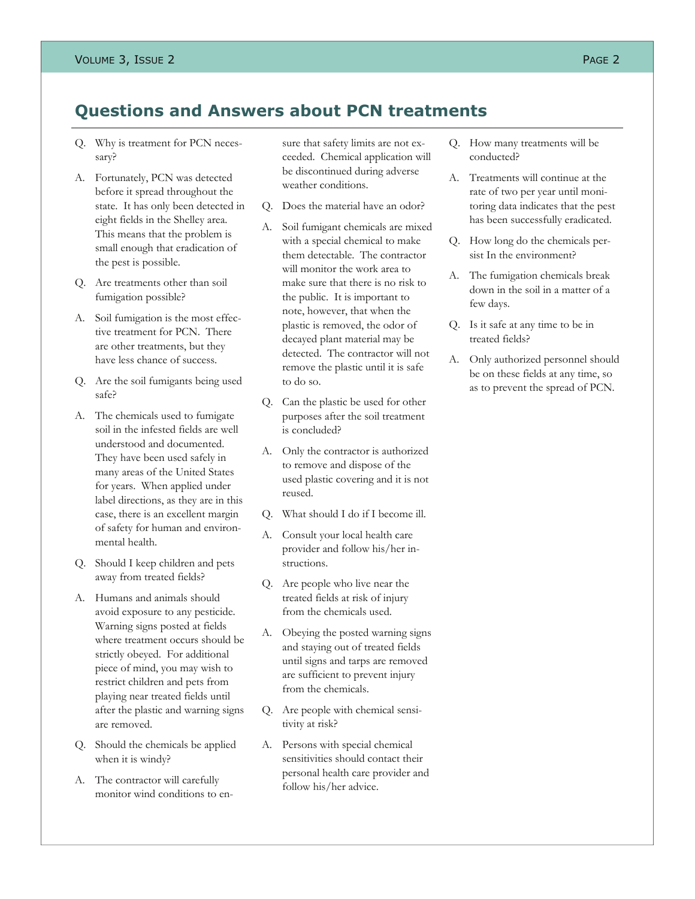## Questions and Answers about PCN treatments

Q. Why is treatment for PCN necessary?

A. Fortunately, PCN was detected before it spread throughout the state. It has only been detected in eight fields in the Shelley area. This means that the problem is small enough that eradication of the pest is possible.

Q. Are treatments other than soil fumigation possible?

A. Soil fumigation is the most effective treatment for PCN. There are other treatments, but they have less chance of success.

Q. Are the soil fumigants being used safe?

A. The chemicals used to fumigate soil in the infested fields are well understood and documented. They have been used safely in many areas of the United States for years. When applied under label directions, as they are in this case, there is an excellent margin of safety for human and environmental health.

Q. Should I keep children and pets away from treated fields?

A. Humans and animals should avoid exposure to any pesticide. Warning signs posted at fields where treatment occurs should be strictly obeyed. For additional piece of mind, you may wish to restrict children and pets from playing near treated fields until after the plastic and warning signs are removed.

Q. Should the chemicals be applied when it is windy?

A. The contractor will carefully monitor wind conditions to ensure that safety limits are not exceeded. Chemical application will be discontinued during adverse weather conditions.

Q. Does the material have an odor?

A. Soil fumigant chemicals are mixed with a special chemical to make them detectable. The contractor will monitor the work area to make sure that there is no risk to the public. It is important to note, however, that when the plastic is removed, the odor of decayed plant material may be detected. The contractor will not remove the plastic until it is safe to do so.

Q. Can the plastic be used for other purposes after the soil treatment is concluded?

A. Only the contractor is authorized to remove and dispose of the used plastic covering and it is not reused.

Q. What should I do if I become ill.

A. Consult your local health care provider and follow his/her instructions.

Q. Are people who live near the treated fields at risk of injury from the chemicals used.

A. Obeying the posted warning signs and staying out of treated fields until signs and tarps are removed are sufficient to prevent injury from the chemicals.

Q. Are people with chemical sensitivity at risk?

A. Persons with special chemical sensitivities should contact their personal health care provider and follow his/her advice.

Q. How many treatments will be conducted?

A. Treatments will continue at the rate of two per year until monitoring data indicates that the pest has been successfully eradicated.

Q. How long do the chemicals persist In the environment?

A. The fumigation chemicals break down in the soil in a matter of a few days.

Q. Is it safe at any time to be in treated fields?

A. Only authorized personnel should be on these fields at any time, so as to prevent the spread of PCN.